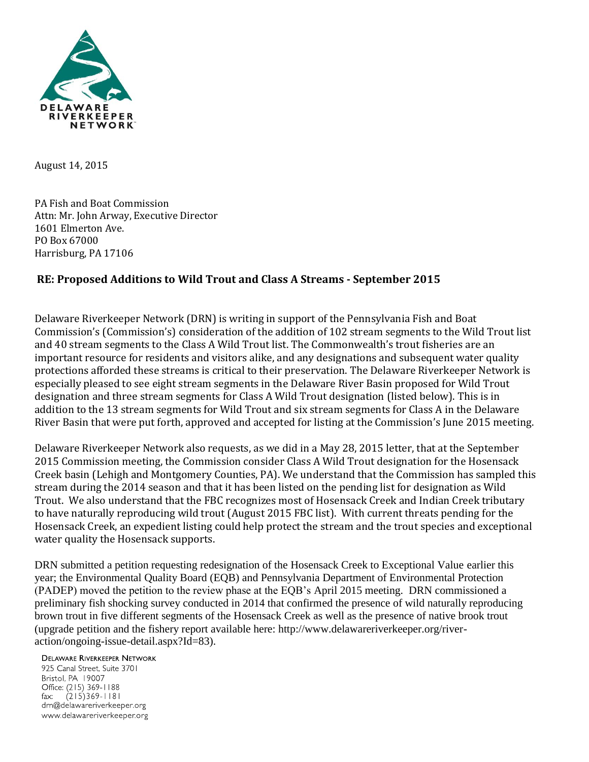DELAWARE RIVERKEEPER NETWORK

August 14, 2015

PA Fish and Boat Commission
Attn: Mr. John Arway, Executive Director
1601 Elmerton Ave.
PO Box 67000
Harrisburg, PA 17106

**RE: Proposed Additions to Wild Trout and Class A Streams - September 2015**

Delaware Riverkeeper Network (DRN) is writing in support of the Pennsylvania Fish and Boat Commission's (Commission's) consideration of the addition of 102 stream segments to the Wild Trout list and 40 stream segments to the Class A Wild Trout list. The Commonwealth's trout fisheries are an important resource for residents and visitors alike, and any designations and subsequent water quality protections afforded these streams is critical to their preservation. The Delaware Riverkeeper Network is especially pleased to see eight stream segments in the Delaware River Basin proposed for Wild Trout designation and three stream segments for Class A Wild Trout designation (listed below). This is in addition to the 13 stream segments for Wild Trout and six stream segments for Class A in the Delaware River Basin that were put forth, approved and accepted for listing at the Commission's June 2015 meeting.

Delaware Riverkeeper Network also requests, as we did in a May 28, 2015 letter, that at the September 2015 Commission meeting, the Commission consider Class A Wild Trout designation for the Hosensack Creek basin (Lehigh and Montgomery Counties, PA). We understand that the Commission has sampled this stream during the 2014 season and that it has been listed on the pending list for designation as Wild Trout. We also understand that the FBC recognizes most of Hosensack Creek and Indian Creek tributary to have naturally reproducing wild trout (August 2015 FBC list). With current threats pending for the Hosensack Creek, an expedient listing could help protect the stream and the trout species and exceptional water quality the Hosensack supports.

DRN submitted a petition requesting redesignation of the Hosensack Creek to Exceptional Value earlier this year; the Environmental Quality Board (EQB) and Pennsylvania Department of Environmental Protection (PADEP) moved the petition to the review phase at the EQB's April 2015 meeting. DRN commissioned a preliminary fish shocking survey conducted in 2014 that confirmed the presence of wild naturally reproducing brown trout in five different segments of the Hosensack Creek as well as the presence of native brook trout (upgrade petition and the fishery report available here: http://www.delawareriverkeeper.org/river-action/ongoing-issue-detail.aspx?Id=83).

DELAWARE RIVERKEEPER NETWORK
925 Canal Street, Suite 3701
Bristol, PA 19007
Office: (215) 369-1188
fax: (215)369-1181
drn@delawareriverkeeper.org
www.delawareriverkeeper.org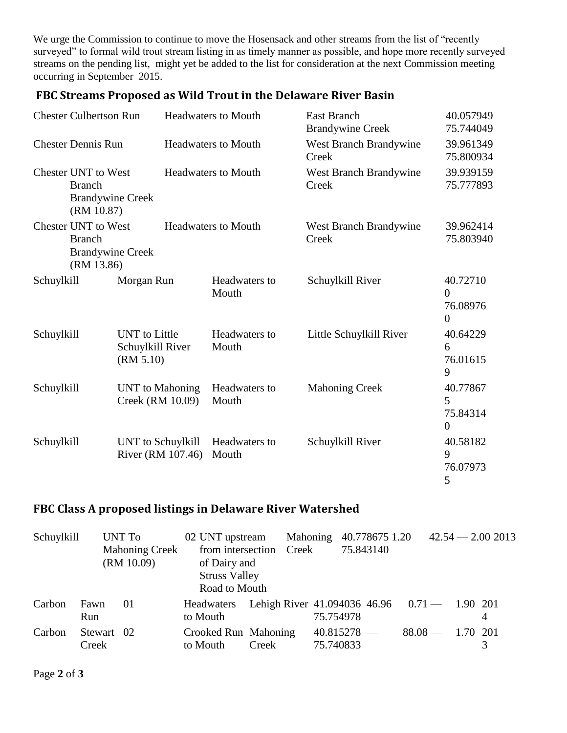We urge the Commission to continue to move the Hosensack and other streams from the list of "recently surveyed" to formal wild trout stream listing in as timely manner as possible, and hope more recently surveyed streams on the pending list, might yet be added to the list for consideration at the next Commission meeting occurring in September 2015.

## FBC Streams Proposed as Wild Trout in the Delaware River Basin

| County | Stream | Section | Tributary To | Lat/Long |
|---|---|---|---|---|
| Chester | Culbertson Run | Headwaters to Mouth | East Branch Brandywine Creek | 40.057949 75.744049 |
| Chester | Dennis Run | Headwaters to Mouth | West Branch Brandywine Creek | 39.961349 75.800934 |
| Chester | UNT to West Branch Brandywine Creek (RM 10.87) | Headwaters to Mouth | West Branch Brandywine Creek | 39.939159 75.777893 |
| Chester | UNT to West Branch Brandywine Creek (RM 13.86) | Headwaters to Mouth | West Branch Brandywine Creek | 39.962414 75.803940 |
| Schuylkill | Morgan Run | Headwaters to Mouth | Schuylkill River | 40.727100 76.089760 |
| Schuylkill | UNT to Little Schuylkill River (RM 5.10) | Headwaters to Mouth | Little Schuylkill River | 40.642296 76.016159 |
| Schuylkill | UNT to Mahoning Creek (RM 10.09) | Headwaters to Mouth | Mahoning Creek | 40.778675 75.843140 |
| Schuylkill | UNT to Schuylkill River (RM 107.46) | Headwaters to Mouth | Schuylkill River | 40.581829 76.079735 |

## FBC Class A proposed listings in Delaware River Watershed

| County | Stream | Section | Limits | Tributary To | Lat/Long | | | | Year |
|---|---|---|---|---|---|---|---|---|---|
| Schuylkill | UNT To Mahoning Creek (RM 10.09) | 02 | UNT upstream from intersection of Dairy and Struss Valley Road to Mouth | Mahoning Creek | 40.778675 75.843140 | 1.20 | 42.54 — | 2.00 | 2013 |
| Carbon | Fawn Run | 01 | Headwaters to Mouth | Lehigh River | 41.094036 75.754978 | 46.96 | 0.71 — | 1.90 | 2014 |
| Carbon | Stewart Creek | 02 | Crooked Run to Mouth | Mahoning Creek | 40.815278 75.740833 | — | 88.08 — | 1.70 | 2013 |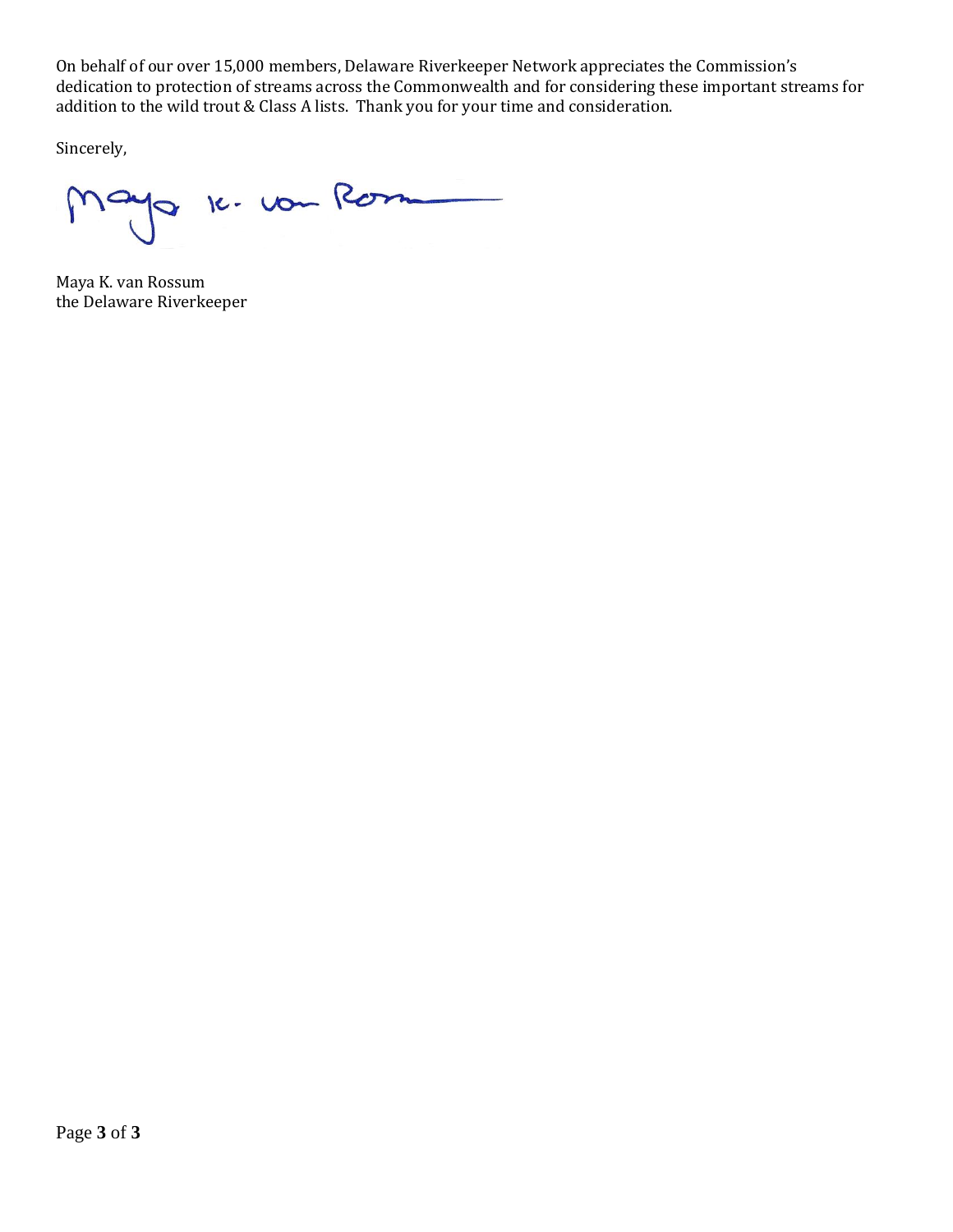On behalf of our over 15,000 members, Delaware Riverkeeper Network appreciates the Commission's dedication to protection of streams across the Commonwealth and for considering these important streams for addition to the wild trout & Class A lists. Thank you for your time and consideration.

Sincerely,

Maya K. van Rossum
the Delaware Riverkeeper